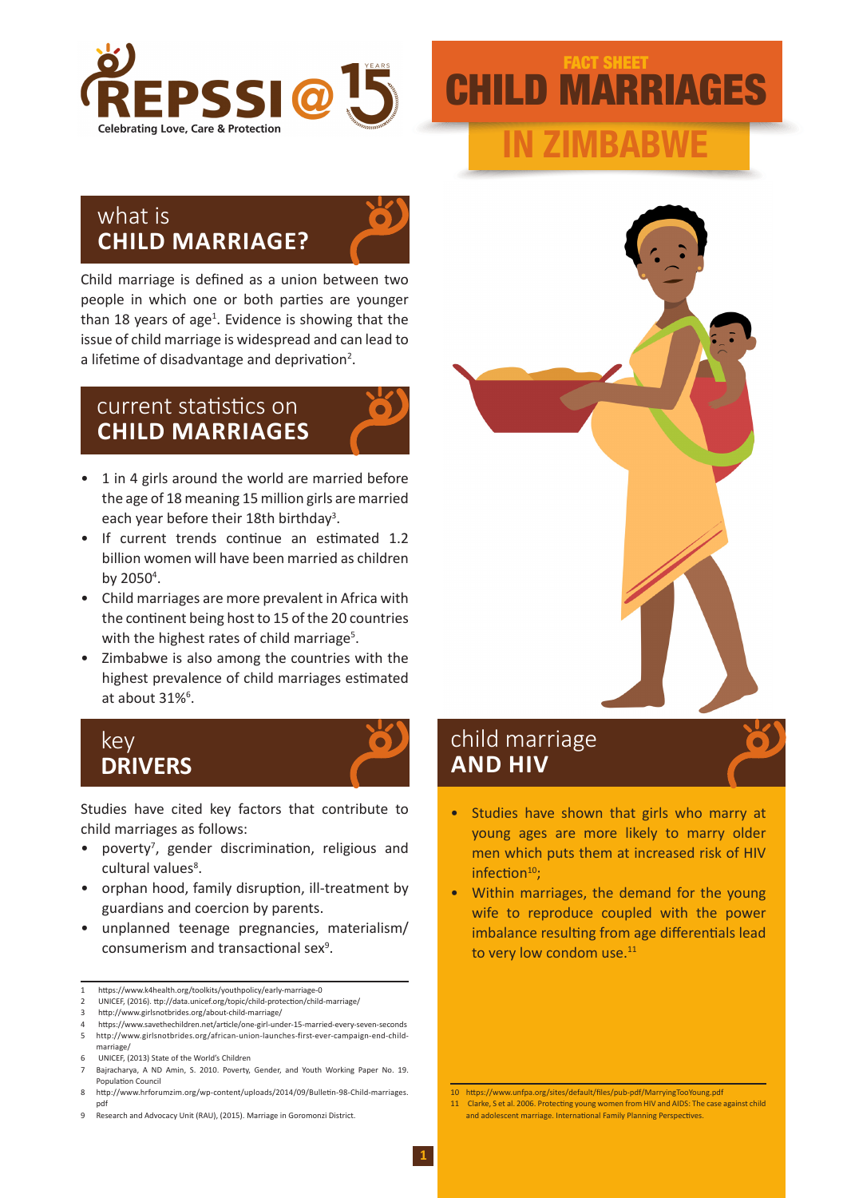REPSSI @ 15 YEARS
Celebrating Love, Care & Protection

# FACT SHEET CHILD MARRIAGES IN ZIMBABWE

## what is CHILD MARRIAGE?

Child marriage is defined as a union between two people in which one or both parties are younger than 18 years of age[1]. Evidence is showing that the issue of child marriage is widespread and can lead to a lifetime of disadvantage and deprivation[2].

## current statistics on CHILD MARRIAGES

- 1 in 4 girls around the world are married before the age of 18 meaning 15 million girls are married each year before their 18th birthday[3].
- If current trends continue an estimated 1.2 billion women will have been married as children by 2050[4].
- Child marriages are more prevalent in Africa with the continent being host to 15 of the 20 countries with the highest rates of child marriage[5].
- Zimbabwe is also among the countries with the highest prevalence of child marriages estimated at about 31%[6].

## key DRIVERS

Studies have cited key factors that contribute to child marriages as follows:

- poverty[7], gender discrimination, religious and cultural values[8].
- orphan hood, family disruption, ill-treatment by guardians and coercion by parents.
- unplanned teenage pregnancies, materialism/ consumerism and transactional sex[9].

1 https://www.k4health.org/toolkits/youthpolicy/early-marriage-0
2 UNICEF, (2016). ttp://data.unicef.org/topic/child-protection/child-marriage/
3 http://www.girlsnotbrides.org/about-child-marriage/
4 https://www.savethechildren.net/article/one-girl-under-15-married-every-seven-seconds
5 http://www.girlsnotbrides.org/african-union-launches-first-ever-campaign-end-child-marriage/
6 UNICEF, (2013) State of the World's Children
7 Bajracharya, A ND Amin, S. 2010. Poverty, Gender, and Youth Working Paper No. 19. Population Council
8 http://www.hrforumzim.org/wp-content/uploads/2014/09/Bulletin-98-Child-marriages.pdf
9 Research and Advocacy Unit (RAU), (2015). Marriage in Goromonzi District.

## child marriage AND HIV

- Studies have shown that girls who marry at young ages are more likely to marry older men which puts them at increased risk of HIV infection[10];
- Within marriages, the demand for the young wife to reproduce coupled with the power imbalance resulting from age differentials lead to very low condom use.[11]

10 https://www.unfpa.org/sites/default/files/pub-pdf/MarryingTooYoung.pdf
11 Clarke, S et al. 2006. Protecting young women from HIV and AIDS: The case against child and adolescent marriage. International Family Planning Perspectives.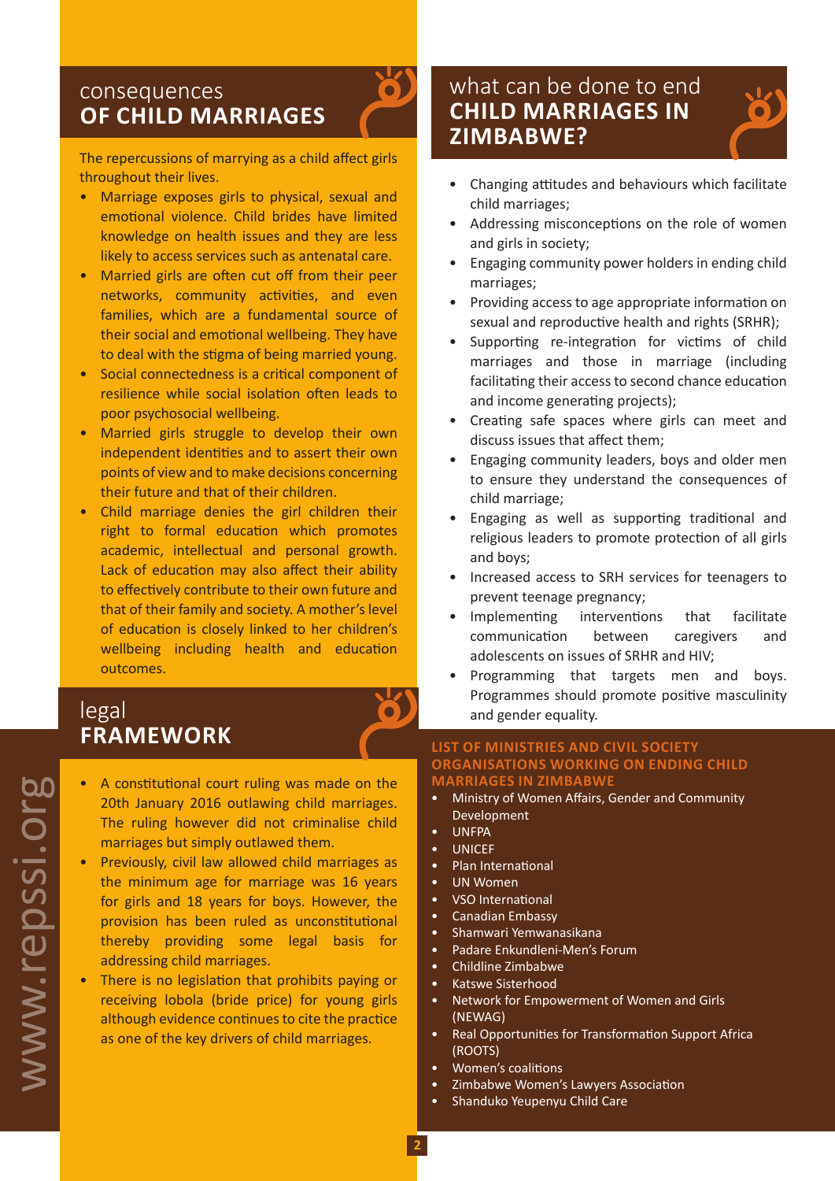## consequences **OF CHILD MARRIAGES**

The repercussions of marrying as a child affect girls throughout their lives.

- Marriage exposes girls to physical, sexual and emotional violence. Child brides have limited knowledge on health issues and they are less likely to access services such as antenatal care.
- Married girls are often cut off from their peer networks, community activities, and even families, which are a fundamental source of their social and emotional wellbeing. They have to deal with the stigma of being married young.
- Social connectedness is a critical component of resilience while social isolation often leads to poor psychosocial wellbeing.
- Married girls struggle to develop their own independent identities and to assert their own points of view and to make decisions concerning their future and that of their children.
- Child marriage denies the girl children their right to formal education which promotes academic, intellectual and personal growth. Lack of education may also affect their ability to effectively contribute to their own future and that of their family and society. A mother's level of education is closely linked to her children's wellbeing including health and education outcomes.

## legal **FRAMEWORK**

- A constitutional court ruling was made on the 20th January 2016 outlawing child marriages. The ruling however did not criminalise child marriages but simply outlawed them.
- Previously, civil law allowed child marriages as the minimum age for marriage was 16 years for girls and 18 years for boys. However, the provision has been ruled as unconstitutional thereby providing some legal basis for addressing child marriages.
- There is no legislation that prohibits paying or receiving lobola (bride price) for young girls although evidence continues to cite the practice as one of the key drivers of child marriages.

## what can be done to end **CHILD MARRIAGES IN ZIMBABWE?**

- Changing attitudes and behaviours which facilitate child marriages;
- Addressing misconceptions on the role of women and girls in society;
- Engaging community power holders in ending child marriages;
- Providing access to age appropriate information on sexual and reproductive health and rights (SRHR);
- Supporting re-integration for victims of child marriages and those in marriage (including facilitating their access to second chance education and income generating projects);
- Creating safe spaces where girls can meet and discuss issues that affect them;
- Engaging community leaders, boys and older men to ensure they understand the consequences of child marriage;
- Engaging as well as supporting traditional and religious leaders to promote protection of all girls and boys;
- Increased access to SRH services for teenagers to prevent teenage pregnancy;
- Implementing interventions that facilitate communication between caregivers and adolescents on issues of SRHR and HIV;
- Programming that targets men and boys. Programmes should promote positive masculinity and gender equality.

### LIST OF MINISTRIES AND CIVIL SOCIETY ORGANISATIONS WORKING ON ENDING CHILD MARRIAGES IN ZIMBABWE

- Ministry of Women Affairs, Gender and Community Development
- UNFPA
- UNICEF
- Plan International
- UN Women
- VSO International
- Canadian Embassy
- Shamwari Yemwanasikana
- Padare Enkundleni-Men's Forum
- Childline Zimbabwe
- Katswe Sisterhood
- Network for Empowerment of Women and Girls (NEWAG)
- Real Opportunities for Transformation Support Africa (ROOTS)
- Women's coalitions
- Zimbabwe Women's Lawyers Association
- Shanduko Yeupenyu Child Care

www.repssi.org